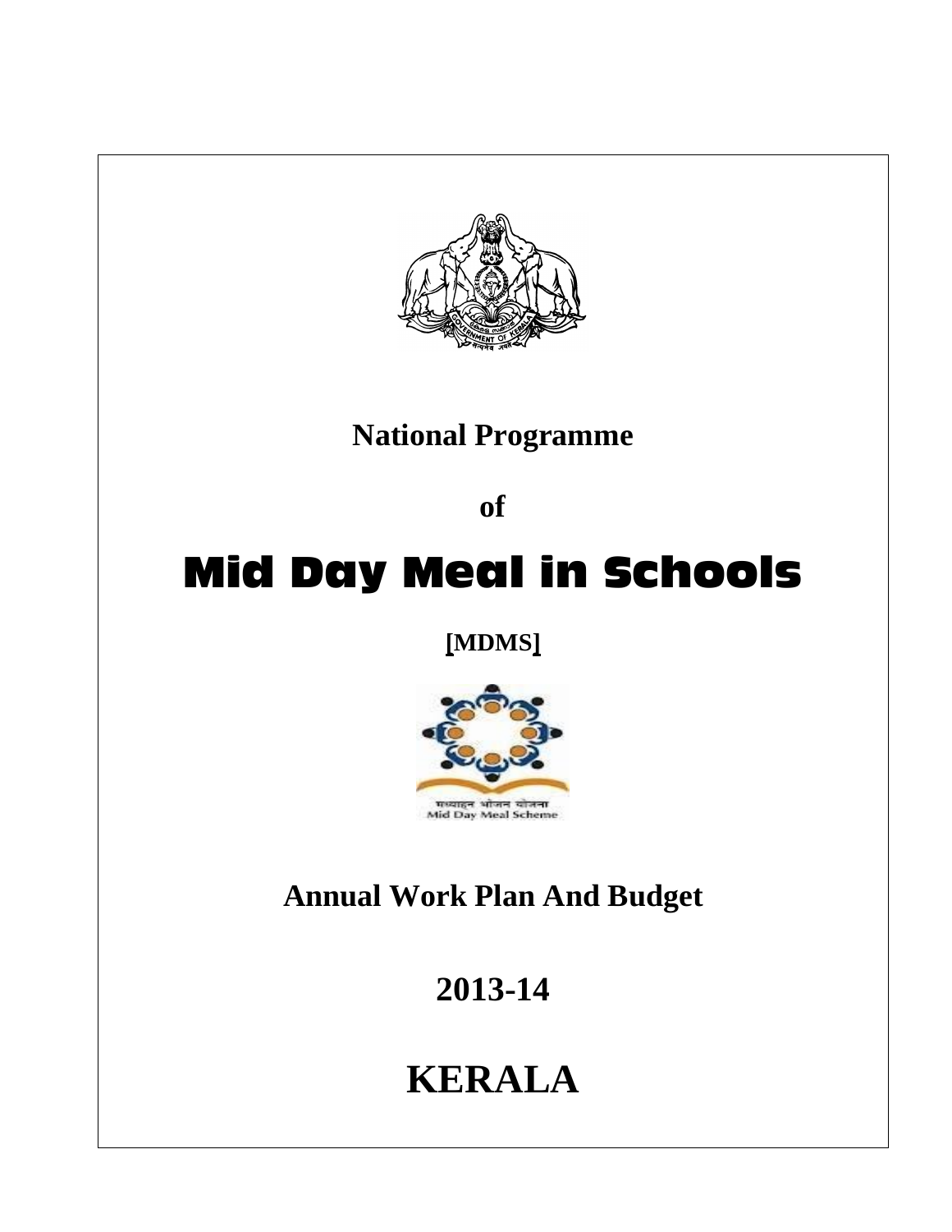# National Programme

**of**

# Mid Day Meal in Schools

**[MDMS]**

मध्याह्न भोजन योजना
Mid Day Meal Scheme

## Annual Work Plan And Budget

## 2013-14

# KERALA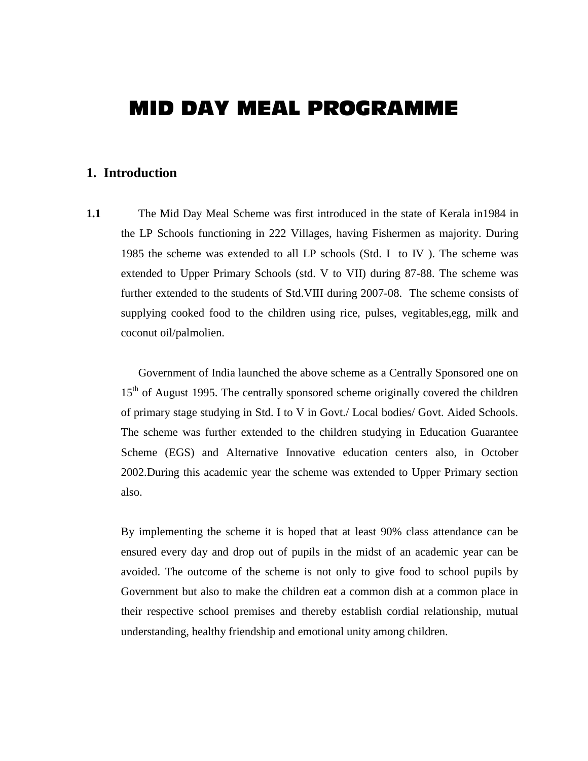# MID DAY MEAL PROGRAMME

## 1. Introduction

**1.1** The Mid Day Meal Scheme was first introduced in the state of Kerala in1984 in the LP Schools functioning in 222 Villages, having Fishermen as majority. During 1985 the scheme was extended to all LP schools (Std. I to IV ). The scheme was extended to Upper Primary Schools (std. V to VII) during 87-88. The scheme was further extended to the students of Std.VIII during 2007-08. The scheme consists of supplying cooked food to the children using rice, pulses, vegitables,egg, milk and coconut oil/palmolien.

Government of India launched the above scheme as a Centrally Sponsored one on 15th of August 1995. The centrally sponsored scheme originally covered the children of primary stage studying in Std. I to V in Govt./ Local bodies/ Govt. Aided Schools. The scheme was further extended to the children studying in Education Guarantee Scheme (EGS) and Alternative Innovative education centers also, in October 2002.During this academic year the scheme was extended to Upper Primary section also.

By implementing the scheme it is hoped that at least 90% class attendance can be ensured every day and drop out of pupils in the midst of an academic year can be avoided. The outcome of the scheme is not only to give food to school pupils by Government but also to make the children eat a common dish at a common place in their respective school premises and thereby establish cordial relationship, mutual understanding, healthy friendship and emotional unity among children.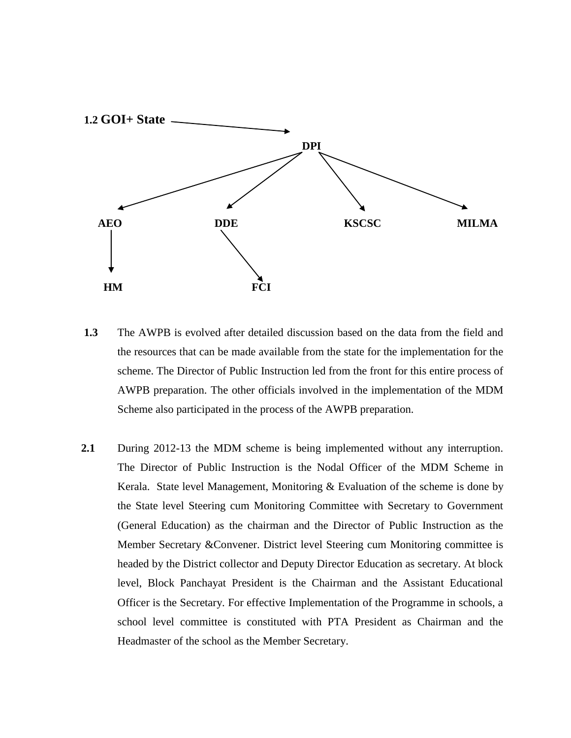**1.2 GOI+ State** → **DPI**

- **DPI**
  - **AEO**
    - **HM**
  - **DDE**
    - **FCI**
  - **KSCSC**
  - **MILMA**

**1.3** The AWPB is evolved after detailed discussion based on the data from the field and the resources that can be made available from the state for the implementation for the scheme. The Director of Public Instruction led from the front for this entire process of AWPB preparation. The other officials involved in the implementation of the MDM Scheme also participated in the process of the AWPB preparation.

**2.1** During 2012-13 the MDM scheme is being implemented without any interruption. The Director of Public Instruction is the Nodal Officer of the MDM Scheme in Kerala. State level Management, Monitoring & Evaluation of the scheme is done by the State level Steering cum Monitoring Committee with Secretary to Government (General Education) as the chairman and the Director of Public Instruction as the Member Secretary &Convener. District level Steering cum Monitoring committee is headed by the District collector and Deputy Director Education as secretary. At block level, Block Panchayat President is the Chairman and the Assistant Educational Officer is the Secretary. For effective Implementation of the Programme in schools, a school level committee is constituted with PTA President as Chairman and the Headmaster of the school as the Member Secretary.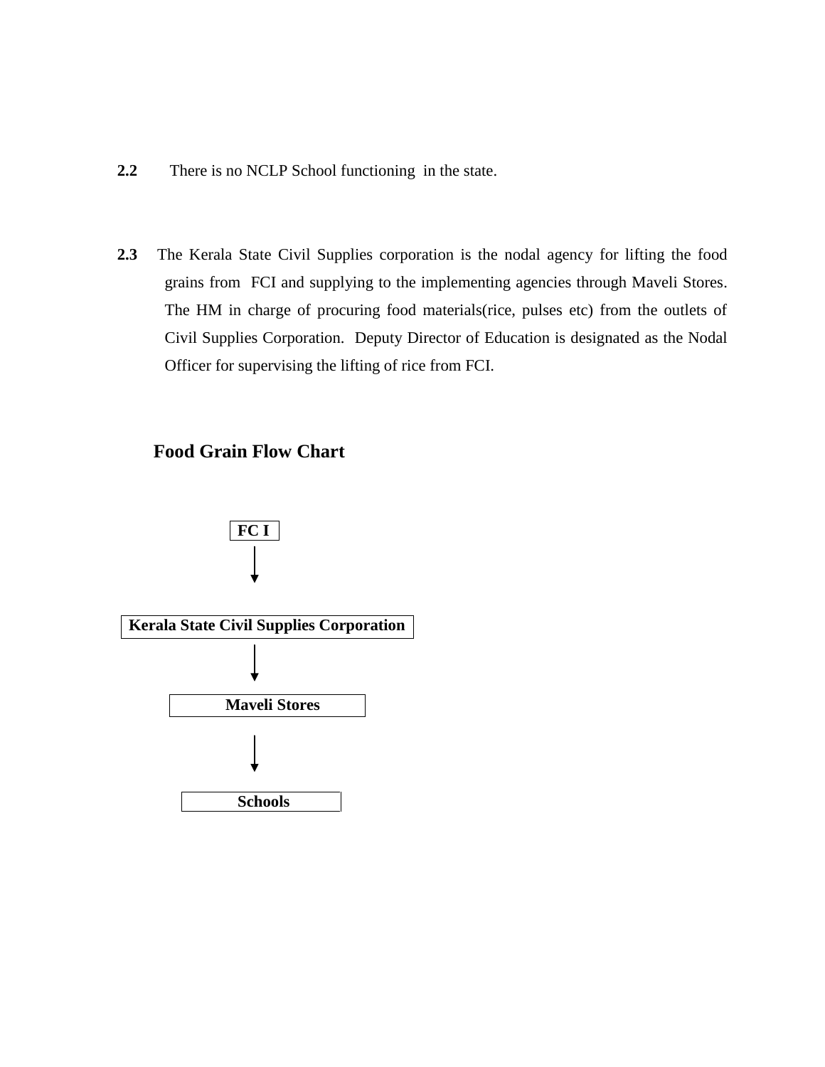**2.2** There is no NCLP School functioning in the state.

**2.3** The Kerala State Civil Supplies corporation is the nodal agency for lifting the food grains from FCI and supplying to the implementing agencies through Maveli Stores. The HM in charge of procuring food materials(rice, pulses etc) from the outlets of Civil Supplies Corporation. Deputy Director of Education is designated as the Nodal Officer for supervising the lifting of rice from FCI.

## Food Grain Flow Chart

**FC I**

↓

**Kerala State Civil Supplies Corporation**

↓

**Maveli Stores**

↓

**Schools**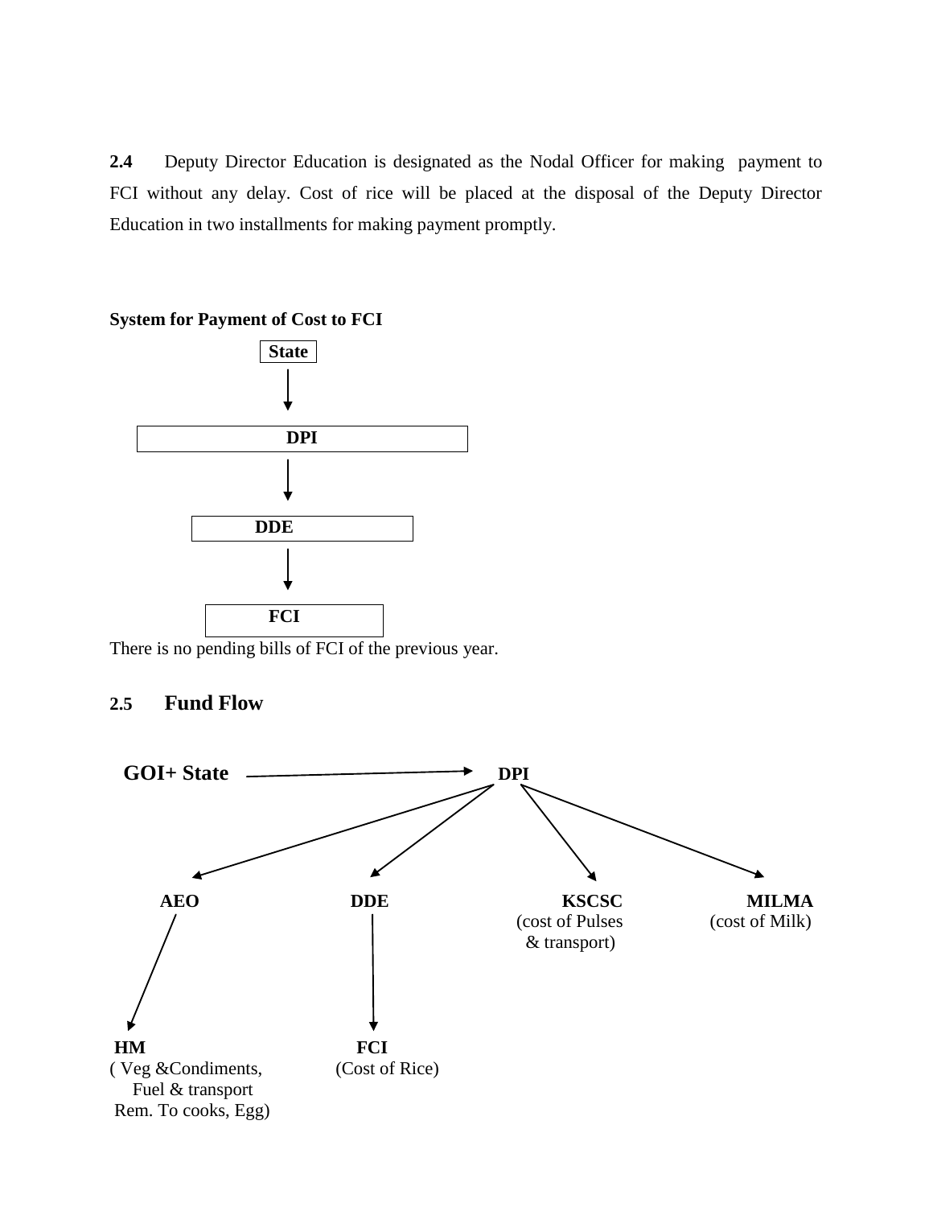**2.4** Deputy Director Education is designated as the Nodal Officer for making payment to FCI without any delay. Cost of rice will be placed at the disposal of the Deputy Director Education in two installments for making payment promptly.

**System for Payment of Cost to FCI**

**State**

↓

**DPI**

↓

**DDE**

↓

**FCI**

There is no pending bills of FCI of the previous year.

## 2.5 Fund Flow

**GOI+ State** → **DPI**

**DPI** → **AEO** → **HM** ( Veg &Condiments, Fuel & transport Rem. To cooks, Egg)

**DPI** → **DDE** → **FCI** (Cost of Rice)

**DPI** → **KSCSC** (cost of Pulses & transport)

**DPI** → **MILMA** (cost of Milk)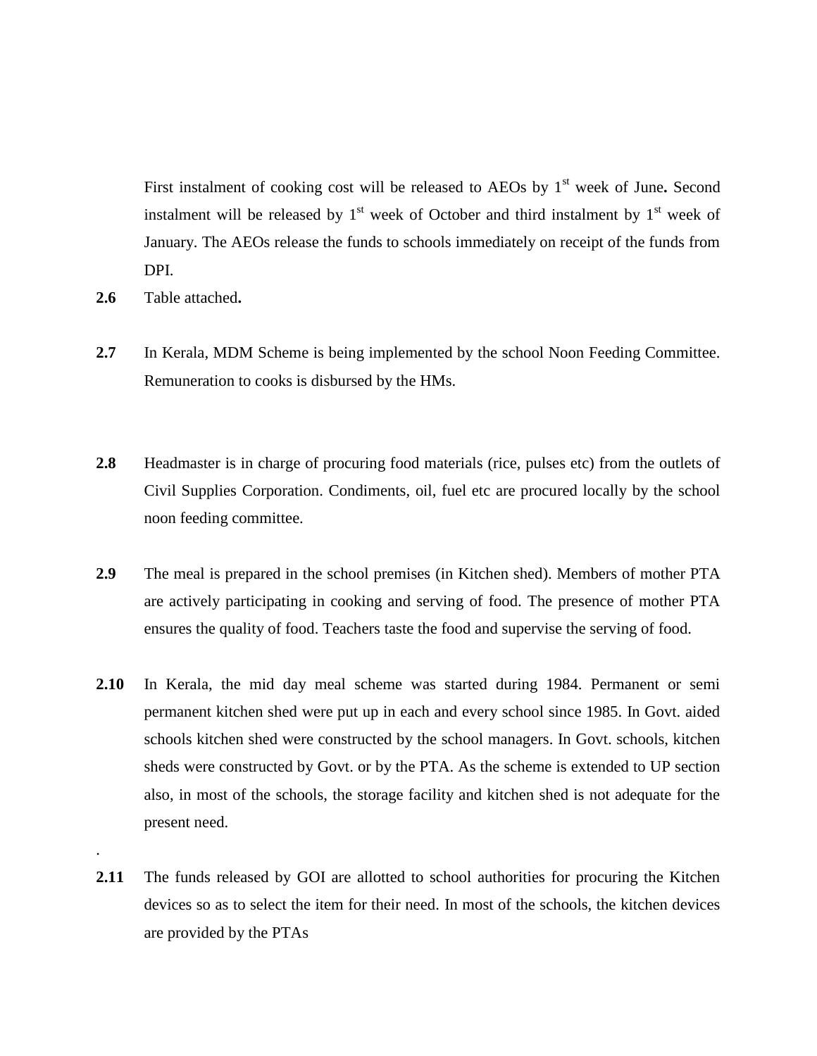First instalment of cooking cost will be released to AEOs by 1st week of June**.** Second instalment will be released by 1st week of October and third instalment by 1st week of January. The AEOs release the funds to schools immediately on receipt of the funds from DPI.

**2.6** Table attached**.**

**2.7** In Kerala, MDM Scheme is being implemented by the school Noon Feeding Committee. Remuneration to cooks is disbursed by the HMs.

**2.8** Headmaster is in charge of procuring food materials (rice, pulses etc) from the outlets of Civil Supplies Corporation. Condiments, oil, fuel etc are procured locally by the school noon feeding committee.

**2.9** The meal is prepared in the school premises (in Kitchen shed). Members of mother PTA are actively participating in cooking and serving of food. The presence of mother PTA ensures the quality of food. Teachers taste the food and supervise the serving of food.

**2.10** In Kerala, the mid day meal scheme was started during 1984. Permanent or semi permanent kitchen shed were put up in each and every school since 1985. In Govt. aided schools kitchen shed were constructed by the school managers. In Govt. schools, kitchen sheds were constructed by Govt. or by the PTA. As the scheme is extended to UP section also, in most of the schools, the storage facility and kitchen shed is not adequate for the present need.

.

**2.11** The funds released by GOI are allotted to school authorities for procuring the Kitchen devices so as to select the item for their need. In most of the schools, the kitchen devices are provided by the PTAs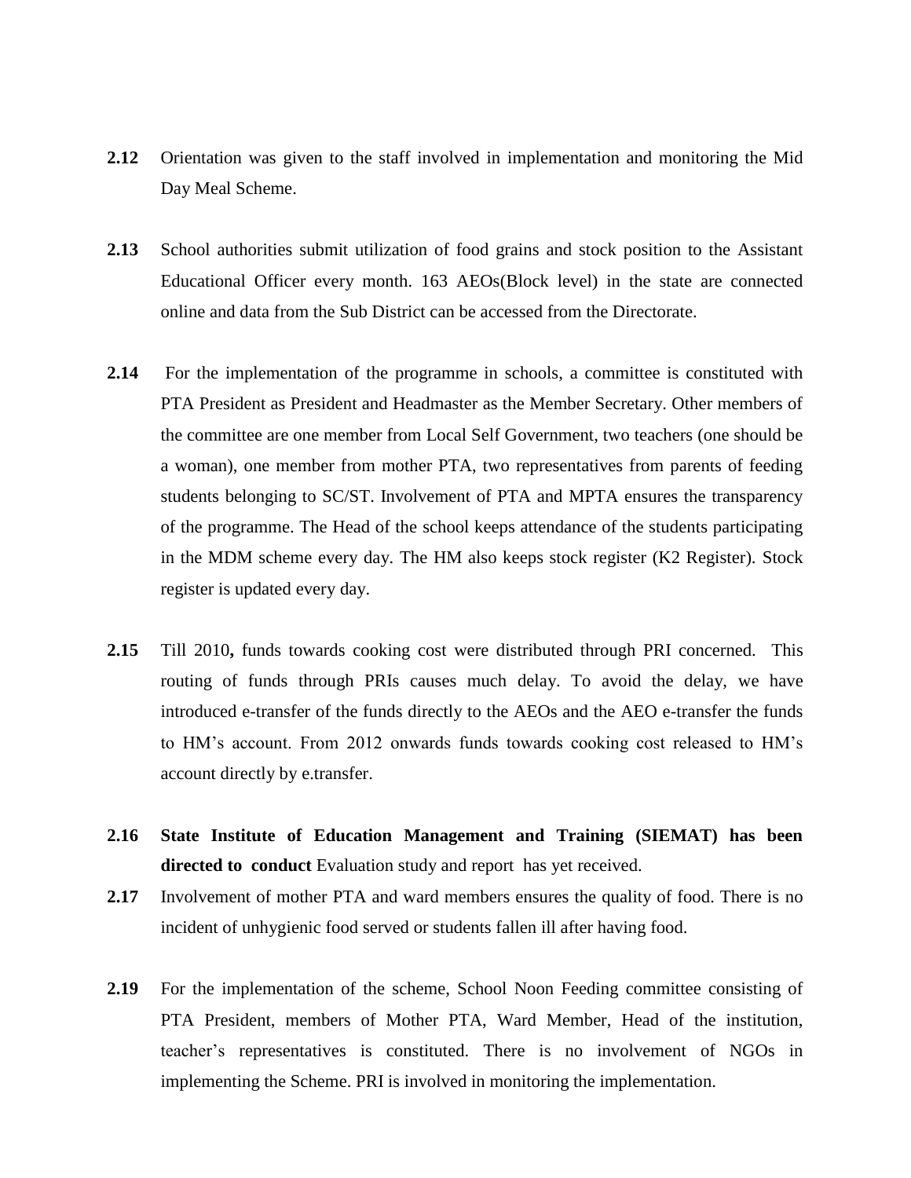**2.12** Orientation was given to the staff involved in implementation and monitoring the Mid Day Meal Scheme.

**2.13** School authorities submit utilization of food grains and stock position to the Assistant Educational Officer every month. 163 AEOs(Block level) in the state are connected online and data from the Sub District can be accessed from the Directorate.

**2.14** For the implementation of the programme in schools, a committee is constituted with PTA President as President and Headmaster as the Member Secretary. Other members of the committee are one member from Local Self Government, two teachers (one should be a woman), one member from mother PTA, two representatives from parents of feeding students belonging to SC/ST. Involvement of PTA and MPTA ensures the transparency of the programme. The Head of the school keeps attendance of the students participating in the MDM scheme every day. The HM also keeps stock register (K2 Register). Stock register is updated every day.

**2.15** Till 2010**,** funds towards cooking cost were distributed through PRI concerned. This routing of funds through PRIs causes much delay. To avoid the delay, we have introduced e-transfer of the funds directly to the AEOs and the AEO e-transfer the funds to HM's account. From 2012 onwards funds towards cooking cost released to HM's account directly by e.transfer.

**2.16** **State Institute of Education Management and Training (SIEMAT) has been directed to conduct** Evaluation study and report has yet received.

**2.17** Involvement of mother PTA and ward members ensures the quality of food. There is no incident of unhygienic food served or students fallen ill after having food.

**2.19** For the implementation of the scheme, School Noon Feeding committee consisting of PTA President, members of Mother PTA, Ward Member, Head of the institution, teacher's representatives is constituted. There is no involvement of NGOs in implementing the Scheme. PRI is involved in monitoring the implementation.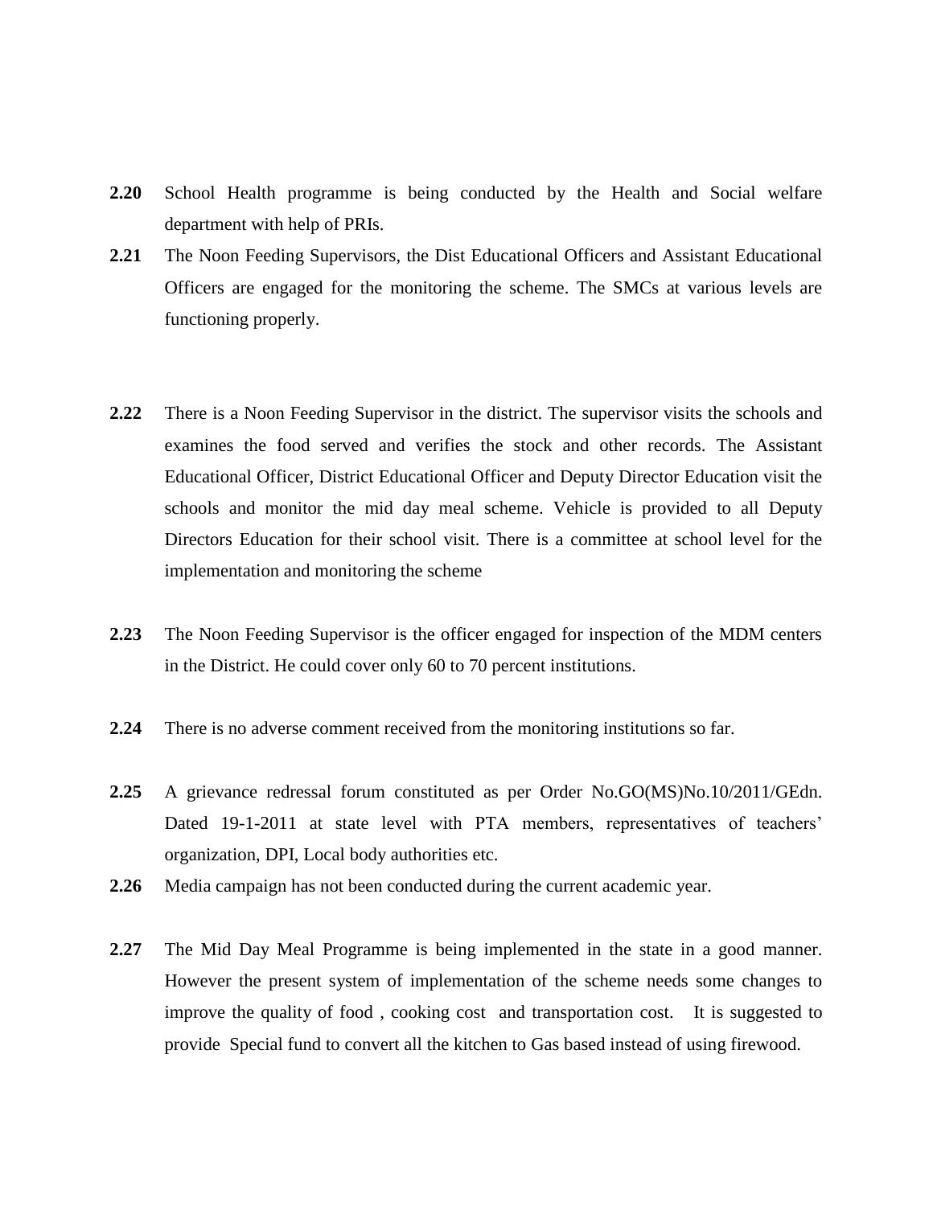**2.20** School Health programme is being conducted by the Health and Social welfare department with help of PRIs.

**2.21** The Noon Feeding Supervisors, the Dist Educational Officers and Assistant Educational Officers are engaged for the monitoring the scheme. The SMCs at various levels are functioning properly.

**2.22** There is a Noon Feeding Supervisor in the district. The supervisor visits the schools and examines the food served and verifies the stock and other records. The Assistant Educational Officer, District Educational Officer and Deputy Director Education visit the schools and monitor the mid day meal scheme. Vehicle is provided to all Deputy Directors Education for their school visit. There is a committee at school level for the implementation and monitoring the scheme

**2.23** The Noon Feeding Supervisor is the officer engaged for inspection of the MDM centers in the District. He could cover only 60 to 70 percent institutions.

**2.24** There is no adverse comment received from the monitoring institutions so far.

**2.25** A grievance redressal forum constituted as per Order No.GO(MS)No.10/2011/GEdn. Dated 19-1-2011 at state level with PTA members, representatives of teachers' organization, DPI, Local body authorities etc.

**2.26** Media campaign has not been conducted during the current academic year.

**2.27** The Mid Day Meal Programme is being implemented in the state in a good manner. However the present system of implementation of the scheme needs some changes to improve the quality of food , cooking cost and transportation cost. It is suggested to provide Special fund to convert all the kitchen to Gas based instead of using firewood.